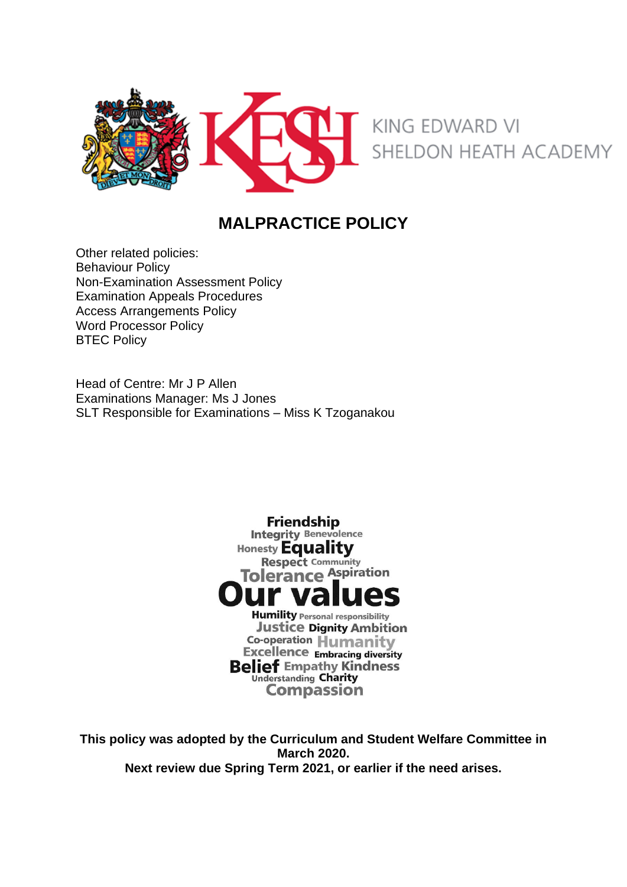KING EDWARD VI
SHELDON HEATH ACADEMY

# MALPRACTICE POLICY

Other related policies:
Behaviour Policy
Non-Examination Assessment Policy
Examination Appeals Procedures
Access Arrangements Policy
Word Processor Policy
BTEC Policy

Head of Centre: Mr J P Allen
Examinations Manager: Ms J Jones
SLT Responsible for Examinations – Miss K Tzoganakou

Friendship
Integrity Benevolence
Honesty Equality
Respect Community
Tolerance Aspiration
Our values
Humility Personal responsibility
Justice Dignity Ambition
Co-operation Humanity
Excellence Embracing diversity
Belief Empathy Kindness
Understanding Charity
Compassion

**This policy was adopted by the Curriculum and Student Welfare Committee in March 2020.**
**Next review due Spring Term 2021, or earlier if the need arises.**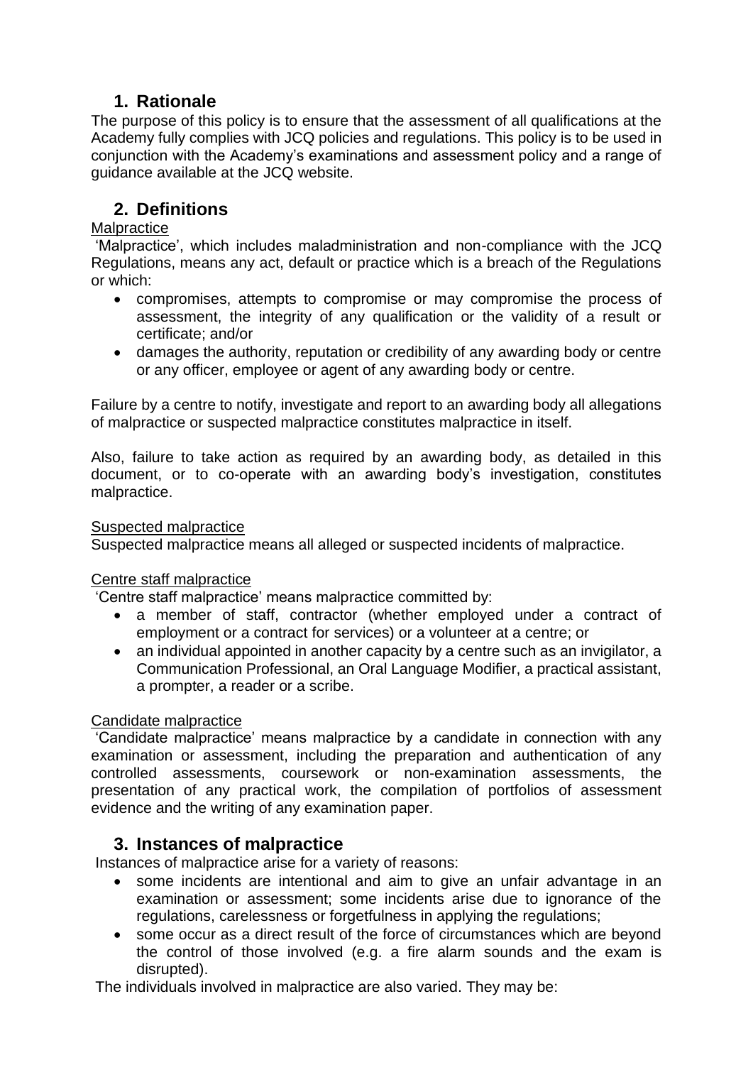## 1. Rationale

The purpose of this policy is to ensure that the assessment of all qualifications at the Academy fully complies with JCQ policies and regulations. This policy is to be used in conjunction with the Academy's examinations and assessment policy and a range of guidance available at the JCQ website.

## 2. Definitions

Malpractice

'Malpractice', which includes maladministration and non-compliance with the JCQ Regulations, means any act, default or practice which is a breach of the Regulations or which:

- compromises, attempts to compromise or may compromise the process of assessment, the integrity of any qualification or the validity of a result or certificate; and/or
- damages the authority, reputation or credibility of any awarding body or centre or any officer, employee or agent of any awarding body or centre.

Failure by a centre to notify, investigate and report to an awarding body all allegations of malpractice or suspected malpractice constitutes malpractice in itself.

Also, failure to take action as required by an awarding body, as detailed in this document, or to co-operate with an awarding body's investigation, constitutes malpractice.

Suspected malpractice

Suspected malpractice means all alleged or suspected incidents of malpractice.

Centre staff malpractice

'Centre staff malpractice' means malpractice committed by:

- a member of staff, contractor (whether employed under a contract of employment or a contract for services) or a volunteer at a centre; or
- an individual appointed in another capacity by a centre such as an invigilator, a Communication Professional, an Oral Language Modifier, a practical assistant, a prompter, a reader or a scribe.

Candidate malpractice

'Candidate malpractice' means malpractice by a candidate in connection with any examination or assessment, including the preparation and authentication of any controlled assessments, coursework or non-examination assessments, the presentation of any practical work, the compilation of portfolios of assessment evidence and the writing of any examination paper.

## 3. Instances of malpractice

Instances of malpractice arise for a variety of reasons:

- some incidents are intentional and aim to give an unfair advantage in an examination or assessment; some incidents arise due to ignorance of the regulations, carelessness or forgetfulness in applying the regulations;
- some occur as a direct result of the force of circumstances which are beyond the control of those involved (e.g. a fire alarm sounds and the exam is disrupted).

The individuals involved in malpractice are also varied. They may be: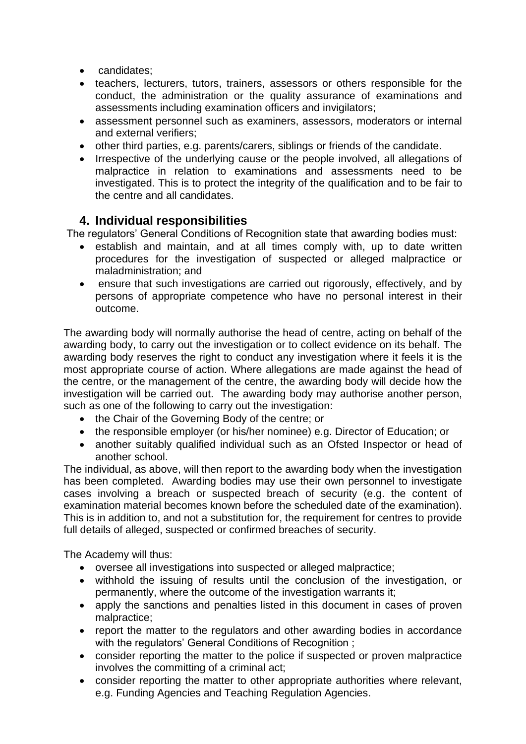- candidates;
- teachers, lecturers, tutors, trainers, assessors or others responsible for the conduct, the administration or the quality assurance of examinations and assessments including examination officers and invigilators;
- assessment personnel such as examiners, assessors, moderators or internal and external verifiers;
- other third parties, e.g. parents/carers, siblings or friends of the candidate.
- Irrespective of the underlying cause or the people involved, all allegations of malpractice in relation to examinations and assessments need to be investigated. This is to protect the integrity of the qualification and to be fair to the centre and all candidates.

## 4. Individual responsibilities

The regulators' General Conditions of Recognition state that awarding bodies must:

- establish and maintain, and at all times comply with, up to date written procedures for the investigation of suspected or alleged malpractice or maladministration; and
- ensure that such investigations are carried out rigorously, effectively, and by persons of appropriate competence who have no personal interest in their outcome.

The awarding body will normally authorise the head of centre, acting on behalf of the awarding body, to carry out the investigation or to collect evidence on its behalf. The awarding body reserves the right to conduct any investigation where it feels it is the most appropriate course of action. Where allegations are made against the head of the centre, or the management of the centre, the awarding body will decide how the investigation will be carried out. The awarding body may authorise another person, such as one of the following to carry out the investigation:

- the Chair of the Governing Body of the centre; or
- the responsible employer (or his/her nominee) e.g. Director of Education; or
- another suitably qualified individual such as an Ofsted Inspector or head of another school.

The individual, as above, will then report to the awarding body when the investigation has been completed. Awarding bodies may use their own personnel to investigate cases involving a breach or suspected breach of security (e.g. the content of examination material becomes known before the scheduled date of the examination). This is in addition to, and not a substitution for, the requirement for centres to provide full details of alleged, suspected or confirmed breaches of security.

The Academy will thus:

- oversee all investigations into suspected or alleged malpractice;
- withhold the issuing of results until the conclusion of the investigation, or permanently, where the outcome of the investigation warrants it;
- apply the sanctions and penalties listed in this document in cases of proven malpractice;
- report the matter to the regulators and other awarding bodies in accordance with the regulators' General Conditions of Recognition ;
- consider reporting the matter to the police if suspected or proven malpractice involves the committing of a criminal act;
- consider reporting the matter to other appropriate authorities where relevant, e.g. Funding Agencies and Teaching Regulation Agencies.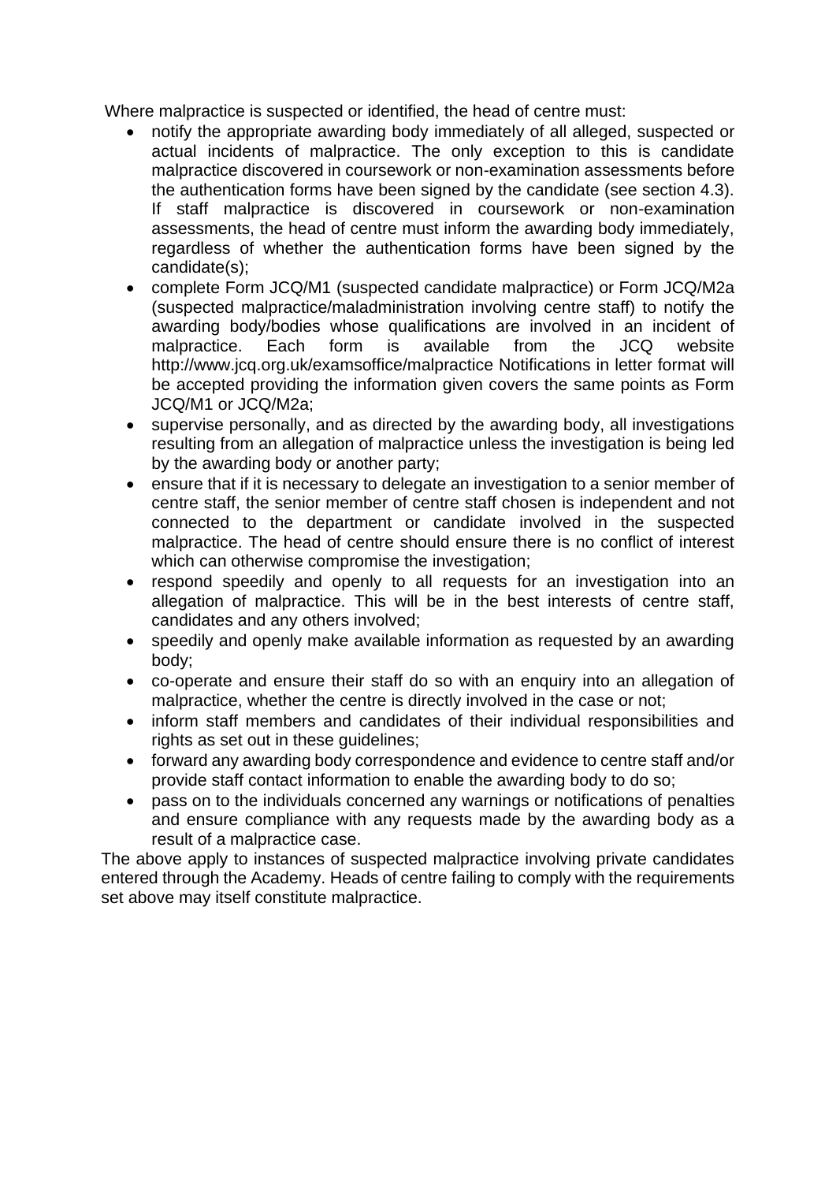Where malpractice is suspected or identified, the head of centre must:

- notify the appropriate awarding body immediately of all alleged, suspected or actual incidents of malpractice. The only exception to this is candidate malpractice discovered in coursework or non-examination assessments before the authentication forms have been signed by the candidate (see section 4.3). If staff malpractice is discovered in coursework or non-examination assessments, the head of centre must inform the awarding body immediately, regardless of whether the authentication forms have been signed by the candidate(s);
- complete Form JCQ/M1 (suspected candidate malpractice) or Form JCQ/M2a (suspected malpractice/maladministration involving centre staff) to notify the awarding body/bodies whose qualifications are involved in an incident of malpractice. Each form is available from the JCQ website http://www.jcq.org.uk/examsoffice/malpractice Notifications in letter format will be accepted providing the information given covers the same points as Form JCQ/M1 or JCQ/M2a;
- supervise personally, and as directed by the awarding body, all investigations resulting from an allegation of malpractice unless the investigation is being led by the awarding body or another party;
- ensure that if it is necessary to delegate an investigation to a senior member of centre staff, the senior member of centre staff chosen is independent and not connected to the department or candidate involved in the suspected malpractice. The head of centre should ensure there is no conflict of interest which can otherwise compromise the investigation;
- respond speedily and openly to all requests for an investigation into an allegation of malpractice. This will be in the best interests of centre staff, candidates and any others involved;
- speedily and openly make available information as requested by an awarding body;
- co-operate and ensure their staff do so with an enquiry into an allegation of malpractice, whether the centre is directly involved in the case or not;
- inform staff members and candidates of their individual responsibilities and rights as set out in these guidelines;
- forward any awarding body correspondence and evidence to centre staff and/or provide staff contact information to enable the awarding body to do so;
- pass on to the individuals concerned any warnings or notifications of penalties and ensure compliance with any requests made by the awarding body as a result of a malpractice case.

The above apply to instances of suspected malpractice involving private candidates entered through the Academy. Heads of centre failing to comply with the requirements set above may itself constitute malpractice.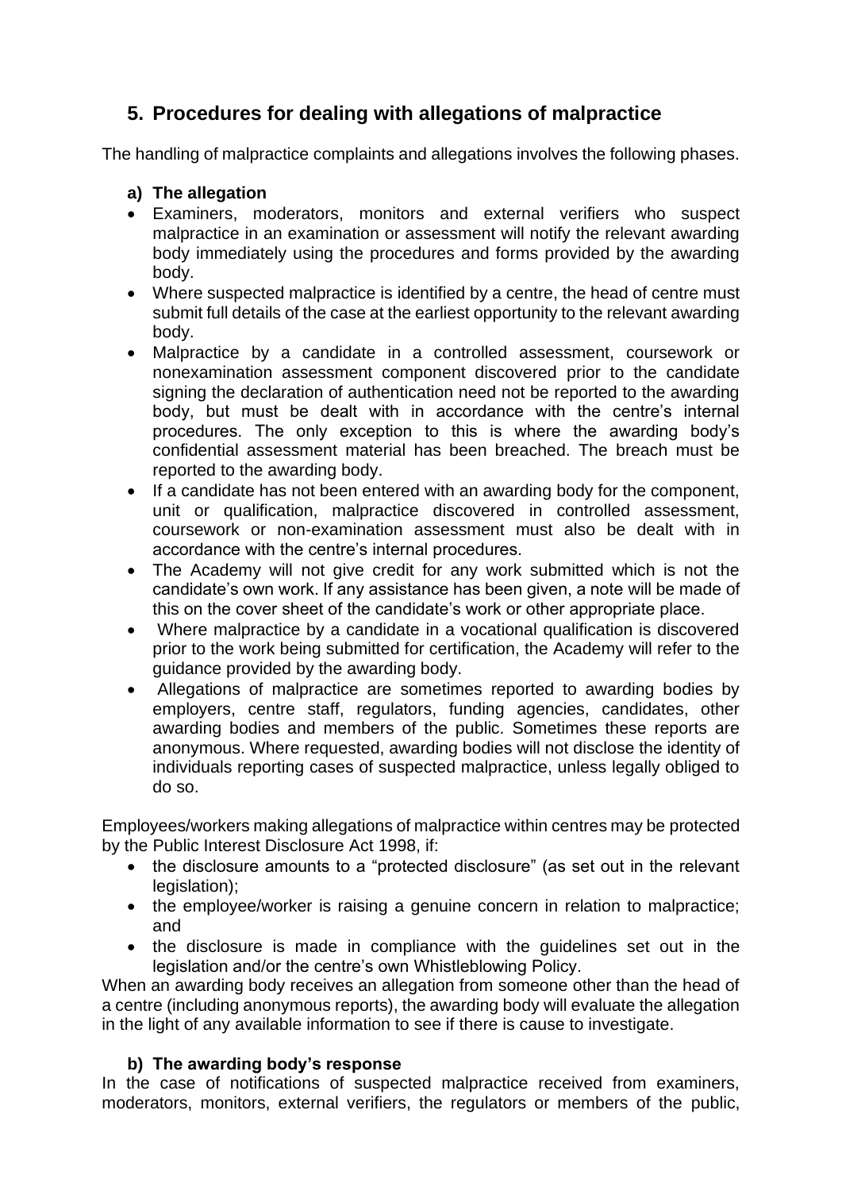## 5. Procedures for dealing with allegations of malpractice

The handling of malpractice complaints and allegations involves the following phases.

### a) The allegation

- Examiners, moderators, monitors and external verifiers who suspect malpractice in an examination or assessment will notify the relevant awarding body immediately using the procedures and forms provided by the awarding body.
- Where suspected malpractice is identified by a centre, the head of centre must submit full details of the case at the earliest opportunity to the relevant awarding body.
- Malpractice by a candidate in a controlled assessment, coursework or nonexamination assessment component discovered prior to the candidate signing the declaration of authentication need not be reported to the awarding body, but must be dealt with in accordance with the centre's internal procedures. The only exception to this is where the awarding body's confidential assessment material has been breached. The breach must be reported to the awarding body.
- If a candidate has not been entered with an awarding body for the component, unit or qualification, malpractice discovered in controlled assessment, coursework or non-examination assessment must also be dealt with in accordance with the centre's internal procedures.
- The Academy will not give credit for any work submitted which is not the candidate's own work. If any assistance has been given, a note will be made of this on the cover sheet of the candidate's work or other appropriate place.
- Where malpractice by a candidate in a vocational qualification is discovered prior to the work being submitted for certification, the Academy will refer to the guidance provided by the awarding body.
- Allegations of malpractice are sometimes reported to awarding bodies by employers, centre staff, regulators, funding agencies, candidates, other awarding bodies and members of the public. Sometimes these reports are anonymous. Where requested, awarding bodies will not disclose the identity of individuals reporting cases of suspected malpractice, unless legally obliged to do so.

Employees/workers making allegations of malpractice within centres may be protected by the Public Interest Disclosure Act 1998, if:

- the disclosure amounts to a "protected disclosure" (as set out in the relevant legislation);
- the employee/worker is raising a genuine concern in relation to malpractice; and
- the disclosure is made in compliance with the guidelines set out in the legislation and/or the centre's own Whistleblowing Policy.

When an awarding body receives an allegation from someone other than the head of a centre (including anonymous reports), the awarding body will evaluate the allegation in the light of any available information to see if there is cause to investigate.

### b) The awarding body's response

In the case of notifications of suspected malpractice received from examiners, moderators, monitors, external verifiers, the regulators or members of the public,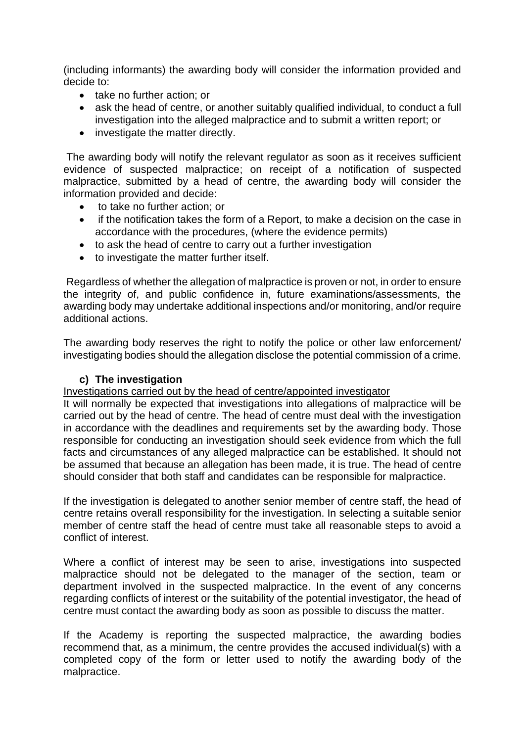(including informants) the awarding body will consider the information provided and decide to:

- take no further action; or
- ask the head of centre, or another suitably qualified individual, to conduct a full investigation into the alleged malpractice and to submit a written report; or
- investigate the matter directly.

The awarding body will notify the relevant regulator as soon as it receives sufficient evidence of suspected malpractice; on receipt of a notification of suspected malpractice, submitted by a head of centre, the awarding body will consider the information provided and decide:

- to take no further action; or
- if the notification takes the form of a Report, to make a decision on the case in accordance with the procedures, (where the evidence permits)
- to ask the head of centre to carry out a further investigation
- to investigate the matter further itself.

Regardless of whether the allegation of malpractice is proven or not, in order to ensure the integrity of, and public confidence in, future examinations/assessments, the awarding body may undertake additional inspections and/or monitoring, and/or require additional actions.

The awarding body reserves the right to notify the police or other law enforcement/ investigating bodies should the allegation disclose the potential commission of a crime.

### c) The investigation

Investigations carried out by the head of centre/appointed investigator

It will normally be expected that investigations into allegations of malpractice will be carried out by the head of centre. The head of centre must deal with the investigation in accordance with the deadlines and requirements set by the awarding body. Those responsible for conducting an investigation should seek evidence from which the full facts and circumstances of any alleged malpractice can be established. It should not be assumed that because an allegation has been made, it is true. The head of centre should consider that both staff and candidates can be responsible for malpractice.

If the investigation is delegated to another senior member of centre staff, the head of centre retains overall responsibility for the investigation. In selecting a suitable senior member of centre staff the head of centre must take all reasonable steps to avoid a conflict of interest.

Where a conflict of interest may be seen to arise, investigations into suspected malpractice should not be delegated to the manager of the section, team or department involved in the suspected malpractice. In the event of any concerns regarding conflicts of interest or the suitability of the potential investigator, the head of centre must contact the awarding body as soon as possible to discuss the matter.

If the Academy is reporting the suspected malpractice, the awarding bodies recommend that, as a minimum, the centre provides the accused individual(s) with a completed copy of the form or letter used to notify the awarding body of the malpractice.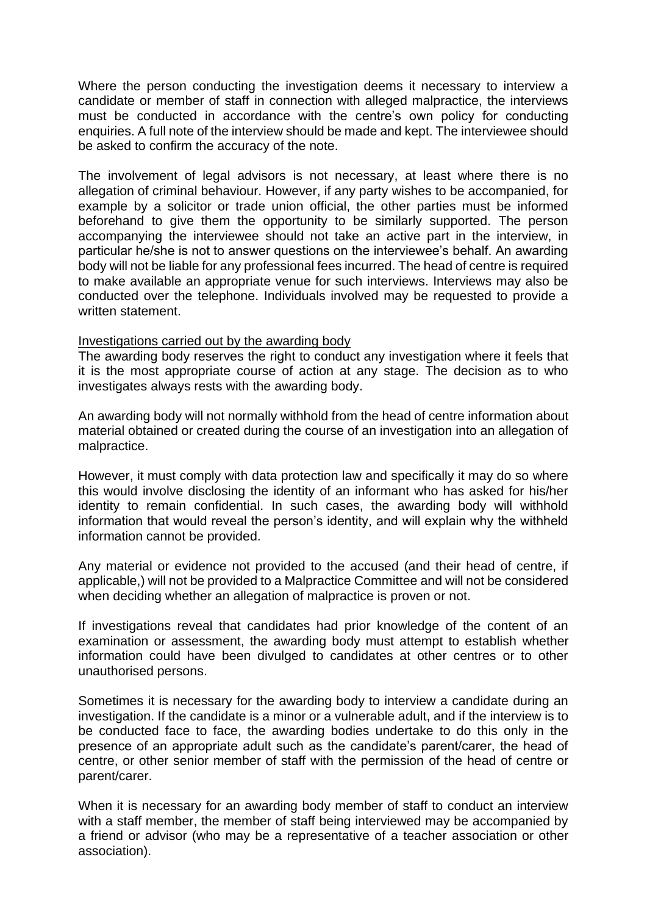Where the person conducting the investigation deems it necessary to interview a candidate or member of staff in connection with alleged malpractice, the interviews must be conducted in accordance with the centre's own policy for conducting enquiries. A full note of the interview should be made and kept. The interviewee should be asked to confirm the accuracy of the note.

The involvement of legal advisors is not necessary, at least where there is no allegation of criminal behaviour. However, if any party wishes to be accompanied, for example by a solicitor or trade union official, the other parties must be informed beforehand to give them the opportunity to be similarly supported. The person accompanying the interviewee should not take an active part in the interview, in particular he/she is not to answer questions on the interviewee's behalf. An awarding body will not be liable for any professional fees incurred. The head of centre is required to make available an appropriate venue for such interviews. Interviews may also be conducted over the telephone. Individuals involved may be requested to provide a written statement.

<u>Investigations carried out by the awarding body</u>

The awarding body reserves the right to conduct any investigation where it feels that it is the most appropriate course of action at any stage. The decision as to who investigates always rests with the awarding body.

An awarding body will not normally withhold from the head of centre information about material obtained or created during the course of an investigation into an allegation of malpractice.

However, it must comply with data protection law and specifically it may do so where this would involve disclosing the identity of an informant who has asked for his/her identity to remain confidential. In such cases, the awarding body will withhold information that would reveal the person's identity, and will explain why the withheld information cannot be provided.

Any material or evidence not provided to the accused (and their head of centre, if applicable,) will not be provided to a Malpractice Committee and will not be considered when deciding whether an allegation of malpractice is proven or not.

If investigations reveal that candidates had prior knowledge of the content of an examination or assessment, the awarding body must attempt to establish whether information could have been divulged to candidates at other centres or to other unauthorised persons.

Sometimes it is necessary for the awarding body to interview a candidate during an investigation. If the candidate is a minor or a vulnerable adult, and if the interview is to be conducted face to face, the awarding bodies undertake to do this only in the presence of an appropriate adult such as the candidate's parent/carer, the head of centre, or other senior member of staff with the permission of the head of centre or parent/carer.

When it is necessary for an awarding body member of staff to conduct an interview with a staff member, the member of staff being interviewed may be accompanied by a friend or advisor (who may be a representative of a teacher association or other association).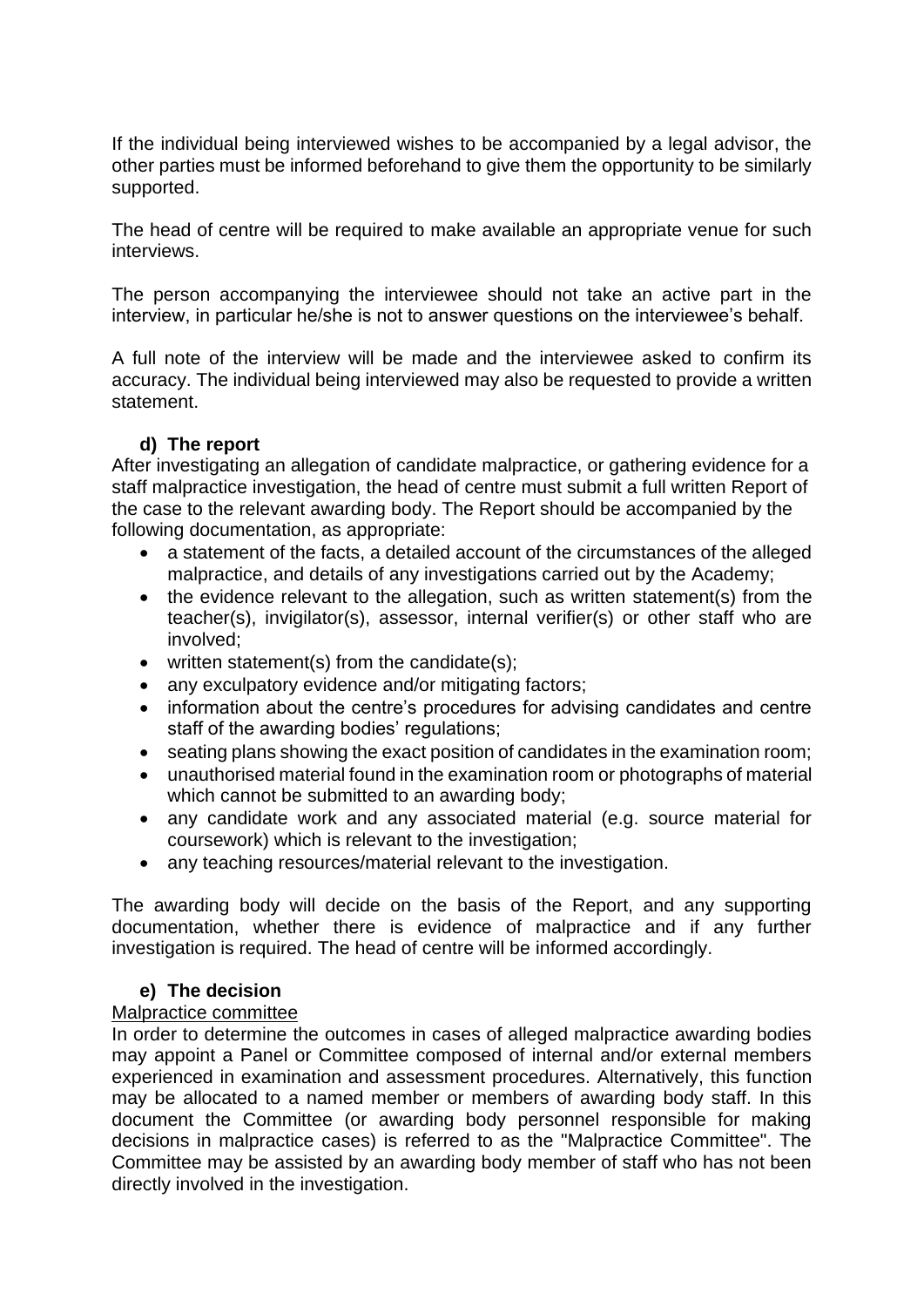If the individual being interviewed wishes to be accompanied by a legal advisor, the other parties must be informed beforehand to give them the opportunity to be similarly supported.

The head of centre will be required to make available an appropriate venue for such interviews.

The person accompanying the interviewee should not take an active part in the interview, in particular he/she is not to answer questions on the interviewee's behalf.

A full note of the interview will be made and the interviewee asked to confirm its accuracy. The individual being interviewed may also be requested to provide a written statement.

### d) The report

After investigating an allegation of candidate malpractice, or gathering evidence for a staff malpractice investigation, the head of centre must submit a full written Report of the case to the relevant awarding body. The Report should be accompanied by the following documentation, as appropriate:

- a statement of the facts, a detailed account of the circumstances of the alleged malpractice, and details of any investigations carried out by the Academy;
- the evidence relevant to the allegation, such as written statement(s) from the teacher(s), invigilator(s), assessor, internal verifier(s) or other staff who are involved;
- written statement(s) from the candidate(s);
- any exculpatory evidence and/or mitigating factors;
- information about the centre's procedures for advising candidates and centre staff of the awarding bodies' regulations;
- seating plans showing the exact position of candidates in the examination room;
- unauthorised material found in the examination room or photographs of material which cannot be submitted to an awarding body;
- any candidate work and any associated material (e.g. source material for coursework) which is relevant to the investigation;
- any teaching resources/material relevant to the investigation.

The awarding body will decide on the basis of the Report, and any supporting documentation, whether there is evidence of malpractice and if any further investigation is required. The head of centre will be informed accordingly.

### e) The decision

Malpractice committee

In order to determine the outcomes in cases of alleged malpractice awarding bodies may appoint a Panel or Committee composed of internal and/or external members experienced in examination and assessment procedures. Alternatively, this function may be allocated to a named member or members of awarding body staff. In this document the Committee (or awarding body personnel responsible for making decisions in malpractice cases) is referred to as the "Malpractice Committee". The Committee may be assisted by an awarding body member of staff who has not been directly involved in the investigation.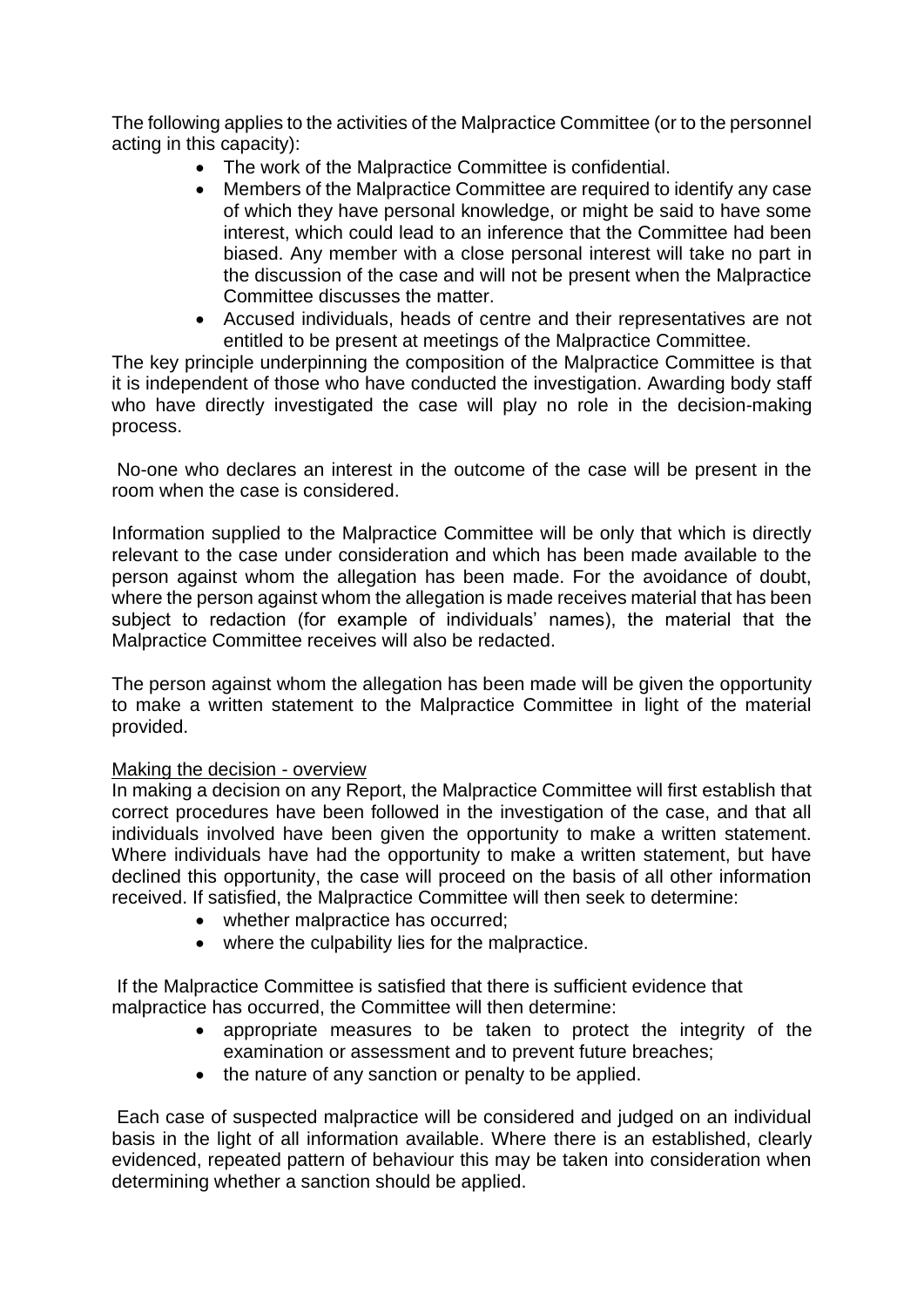The following applies to the activities of the Malpractice Committee (or to the personnel acting in this capacity):

- The work of the Malpractice Committee is confidential.
- Members of the Malpractice Committee are required to identify any case of which they have personal knowledge, or might be said to have some interest, which could lead to an inference that the Committee had been biased. Any member with a close personal interest will take no part in the discussion of the case and will not be present when the Malpractice Committee discusses the matter.
- Accused individuals, heads of centre and their representatives are not entitled to be present at meetings of the Malpractice Committee.

The key principle underpinning the composition of the Malpractice Committee is that it is independent of those who have conducted the investigation. Awarding body staff who have directly investigated the case will play no role in the decision-making process.

No-one who declares an interest in the outcome of the case will be present in the room when the case is considered.

Information supplied to the Malpractice Committee will be only that which is directly relevant to the case under consideration and which has been made available to the person against whom the allegation has been made. For the avoidance of doubt, where the person against whom the allegation is made receives material that has been subject to redaction (for example of individuals' names), the material that the Malpractice Committee receives will also be redacted.

The person against whom the allegation has been made will be given the opportunity to make a written statement to the Malpractice Committee in light of the material provided.

Making the decision - overview

In making a decision on any Report, the Malpractice Committee will first establish that correct procedures have been followed in the investigation of the case, and that all individuals involved have been given the opportunity to make a written statement. Where individuals have had the opportunity to make a written statement, but have declined this opportunity, the case will proceed on the basis of all other information received. If satisfied, the Malpractice Committee will then seek to determine:

- whether malpractice has occurred;
- where the culpability lies for the malpractice.

If the Malpractice Committee is satisfied that there is sufficient evidence that malpractice has occurred, the Committee will then determine:

- appropriate measures to be taken to protect the integrity of the examination or assessment and to prevent future breaches;
- the nature of any sanction or penalty to be applied.

Each case of suspected malpractice will be considered and judged on an individual basis in the light of all information available. Where there is an established, clearly evidenced, repeated pattern of behaviour this may be taken into consideration when determining whether a sanction should be applied.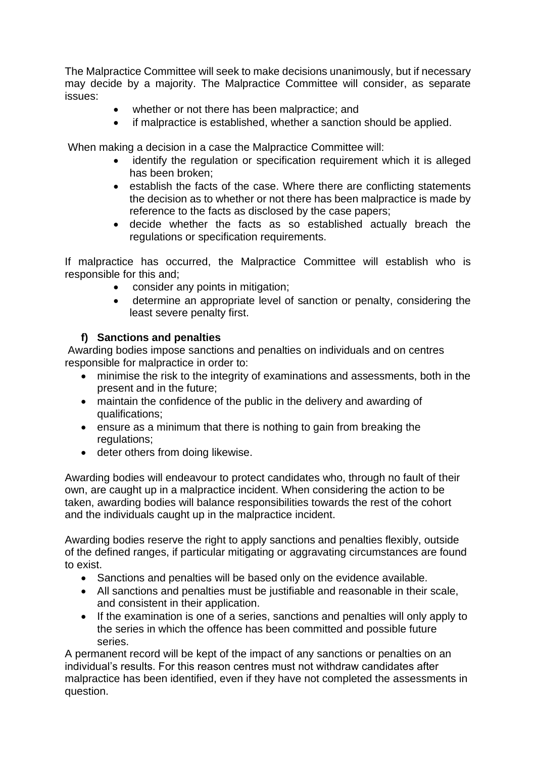The Malpractice Committee will seek to make decisions unanimously, but if necessary may decide by a majority. The Malpractice Committee will consider, as separate issues:

- whether or not there has been malpractice; and
- if malpractice is established, whether a sanction should be applied.

When making a decision in a case the Malpractice Committee will:

- identify the regulation or specification requirement which it is alleged has been broken;
- establish the facts of the case. Where there are conflicting statements the decision as to whether or not there has been malpractice is made by reference to the facts as disclosed by the case papers;
- decide whether the facts as so established actually breach the regulations or specification requirements.

If malpractice has occurred, the Malpractice Committee will establish who is responsible for this and;

- consider any points in mitigation;
- determine an appropriate level of sanction or penalty, considering the least severe penalty first.

### f) Sanctions and penalties

Awarding bodies impose sanctions and penalties on individuals and on centres responsible for malpractice in order to:

- minimise the risk to the integrity of examinations and assessments, both in the present and in the future;
- maintain the confidence of the public in the delivery and awarding of qualifications;
- ensure as a minimum that there is nothing to gain from breaking the regulations;
- deter others from doing likewise.

Awarding bodies will endeavour to protect candidates who, through no fault of their own, are caught up in a malpractice incident. When considering the action to be taken, awarding bodies will balance responsibilities towards the rest of the cohort and the individuals caught up in the malpractice incident.

Awarding bodies reserve the right to apply sanctions and penalties flexibly, outside of the defined ranges, if particular mitigating or aggravating circumstances are found to exist.

- Sanctions and penalties will be based only on the evidence available.
- All sanctions and penalties must be justifiable and reasonable in their scale, and consistent in their application.
- If the examination is one of a series, sanctions and penalties will only apply to the series in which the offence has been committed and possible future series.

A permanent record will be kept of the impact of any sanctions or penalties on an individual's results. For this reason centres must not withdraw candidates after malpractice has been identified, even if they have not completed the assessments in question.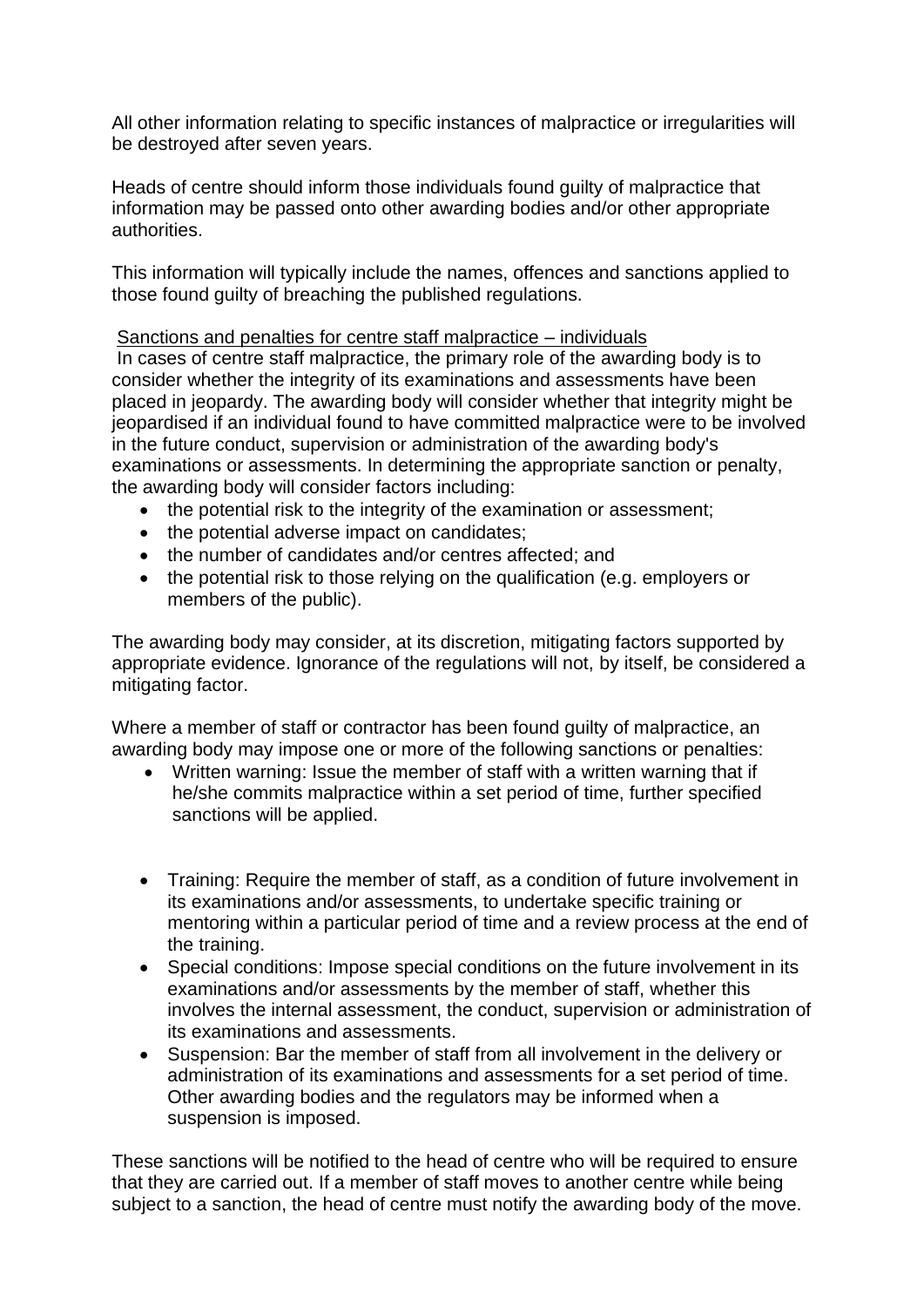All other information relating to specific instances of malpractice or irregularities will be destroyed after seven years.

Heads of centre should inform those individuals found guilty of malpractice that information may be passed onto other awarding bodies and/or other appropriate authorities.

This information will typically include the names, offences and sanctions applied to those found guilty of breaching the published regulations.

<u>Sanctions and penalties for centre staff malpractice – individuals</u>

In cases of centre staff malpractice, the primary role of the awarding body is to consider whether the integrity of its examinations and assessments have been placed in jeopardy. The awarding body will consider whether that integrity might be jeopardised if an individual found to have committed malpractice were to be involved in the future conduct, supervision or administration of the awarding body's examinations or assessments. In determining the appropriate sanction or penalty, the awarding body will consider factors including:

- the potential risk to the integrity of the examination or assessment;
- the potential adverse impact on candidates;
- the number of candidates and/or centres affected; and
- the potential risk to those relying on the qualification (e.g. employers or members of the public).

The awarding body may consider, at its discretion, mitigating factors supported by appropriate evidence. Ignorance of the regulations will not, by itself, be considered a mitigating factor.

Where a member of staff or contractor has been found guilty of malpractice, an awarding body may impose one or more of the following sanctions or penalties:

- Written warning: Issue the member of staff with a written warning that if he/she commits malpractice within a set period of time, further specified sanctions will be applied.
- Training: Require the member of staff, as a condition of future involvement in its examinations and/or assessments, to undertake specific training or mentoring within a particular period of time and a review process at the end of the training.
- Special conditions: Impose special conditions on the future involvement in its examinations and/or assessments by the member of staff, whether this involves the internal assessment, the conduct, supervision or administration of its examinations and assessments.
- Suspension: Bar the member of staff from all involvement in the delivery or administration of its examinations and assessments for a set period of time. Other awarding bodies and the regulators may be informed when a suspension is imposed.

These sanctions will be notified to the head of centre who will be required to ensure that they are carried out. If a member of staff moves to another centre while being subject to a sanction, the head of centre must notify the awarding body of the move.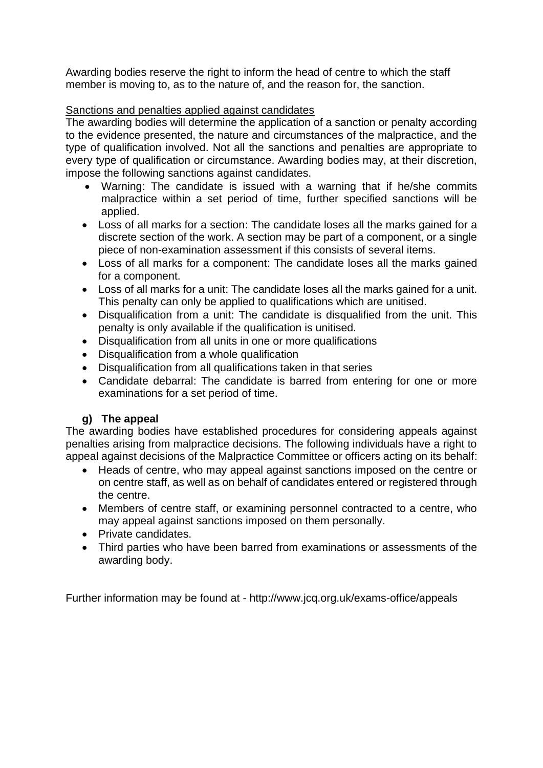Awarding bodies reserve the right to inform the head of centre to which the staff member is moving to, as to the nature of, and the reason for, the sanction.

Sanctions and penalties applied against candidates

The awarding bodies will determine the application of a sanction or penalty according to the evidence presented, the nature and circumstances of the malpractice, and the type of qualification involved. Not all the sanctions and penalties are appropriate to every type of qualification or circumstance. Awarding bodies may, at their discretion, impose the following sanctions against candidates.

- Warning: The candidate is issued with a warning that if he/she commits malpractice within a set period of time, further specified sanctions will be applied.
- Loss of all marks for a section: The candidate loses all the marks gained for a discrete section of the work. A section may be part of a component, or a single piece of non-examination assessment if this consists of several items.
- Loss of all marks for a component: The candidate loses all the marks gained for a component.
- Loss of all marks for a unit: The candidate loses all the marks gained for a unit. This penalty can only be applied to qualifications which are unitised.
- Disqualification from a unit: The candidate is disqualified from the unit. This penalty is only available if the qualification is unitised.
- Disqualification from all units in one or more qualifications
- Disqualification from a whole qualification
- Disqualification from all qualifications taken in that series
- Candidate debarral: The candidate is barred from entering for one or more examinations for a set period of time.

### g) The appeal

The awarding bodies have established procedures for considering appeals against penalties arising from malpractice decisions. The following individuals have a right to appeal against decisions of the Malpractice Committee or officers acting on its behalf:

- Heads of centre, who may appeal against sanctions imposed on the centre or on centre staff, as well as on behalf of candidates entered or registered through the centre.
- Members of centre staff, or examining personnel contracted to a centre, who may appeal against sanctions imposed on them personally.
- Private candidates.
- Third parties who have been barred from examinations or assessments of the awarding body.

Further information may be found at - http://www.jcq.org.uk/exams-office/appeals